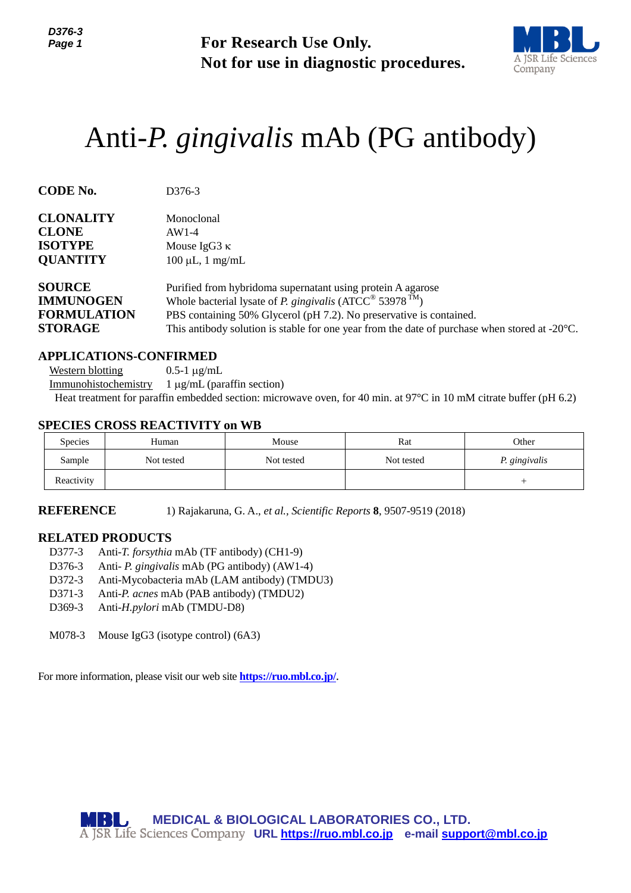**For Research Use Only.**
**Not for use in diagnostic procedures.**

# Anti-*P. gingivalis* mAb (PG antibody)

**CODE No.** D376-3

**CLONALITY** Monoclonal
**CLONE** AW1-4
**ISOTYPE** Mouse IgG3 κ
**QUANTITY** 100 µL, 1 mg/mL

**SOURCE** Purified from hybridoma supernatant using protein A agarose
**IMMUNOGEN** Whole bacterial lysate of *P. gingivalis* (ATCC® 53978™)
**FORMULATION** PBS containing 50% Glycerol (pH 7.2). No preservative is contained.
**STORAGE** This antibody solution is stable for one year from the date of purchase when stored at -20°C.

## APPLICATIONS-CONFIRMED

Western blotting 0.5-1 µg/mL
Immunohistochemistry 1 µg/mL (paraffin section)
Heat treatment for paraffin embedded section: microwave oven, for 40 min. at 97°C in 10 mM citrate buffer (pH 6.2)

## SPECIES CROSS REACTIVITY on WB

| Species | Human | Mouse | Rat | Other |
|---|---|---|---|---|
| Sample | Not tested | Not tested | Not tested | *P. gingivalis* |
| Reactivity | | | | + |

**REFERENCE** 1) Rajakaruna, G. A., *et al., Scientific Reports* **8**, 9507-9519 (2018)

## RELATED PRODUCTS

D377-3 Anti-*T. forsythia* mAb (TF antibody) (CH1-9)
D376-3 Anti- *P. gingivalis* mAb (PG antibody) (AW1-4)
D372-3 Anti-Mycobacteria mAb (LAM antibody) (TMDU3)
D371-3 Anti-*P. acnes* mAb (PAB antibody) (TMDU2)
D369-3 Anti-*H.pylori* mAb (TMDU-D8)

M078-3 Mouse IgG3 (isotype control) (6A3)

For more information, please visit our web site **https://ruo.mbl.co.jp/**.

**MEDICAL & BIOLOGICAL LABORATORIES CO., LTD.**
A JSR Life Sciences Company **URL https://ruo.mbl.co.jp e-mail support@mbl.co.jp**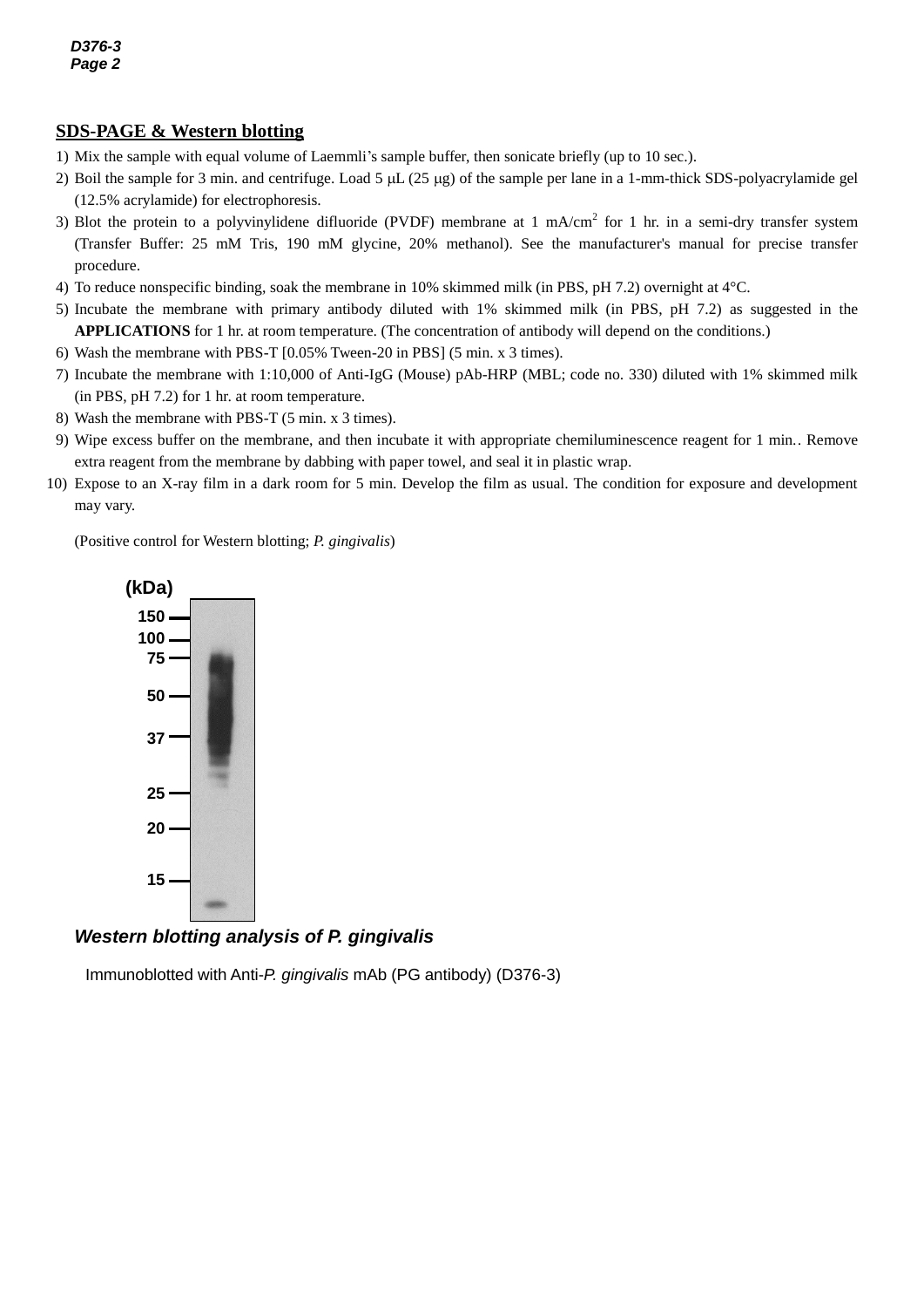## SDS-PAGE & Western blotting

1) Mix the sample with equal volume of Laemmli's sample buffer, then sonicate briefly (up to 10 sec.).
2) Boil the sample for 3 min. and centrifuge. Load 5 μL (25 μg) of the sample per lane in a 1-mm-thick SDS-polyacrylamide gel (12.5% acrylamide) for electrophoresis.
3) Blot the protein to a polyvinylidene difluoride (PVDF) membrane at 1 $mA/cm^2$ for 1 hr. in a semi-dry transfer system (Transfer Buffer: 25 mM Tris, 190 mM glycine, 20% methanol). See the manufacturer's manual for precise transfer procedure.
4) To reduce nonspecific binding, soak the membrane in 10% skimmed milk (in PBS, pH 7.2) overnight at 4°C.
5) Incubate the membrane with primary antibody diluted with 1% skimmed milk (in PBS, pH 7.2) as suggested in the **APPLICATIONS** for 1 hr. at room temperature. (The concentration of antibody will depend on the conditions.)
6) Wash the membrane with PBS-T [0.05% Tween-20 in PBS] (5 min. x 3 times).
7) Incubate the membrane with 1:10,000 of Anti-IgG (Mouse) pAb-HRP (MBL; code no. 330) diluted with 1% skimmed milk (in PBS, pH 7.2) for 1 hr. at room temperature.
8) Wash the membrane with PBS-T (5 min. x 3 times).
9) Wipe excess buffer on the membrane, and then incubate it with appropriate chemiluminescence reagent for 1 min.. Remove extra reagent from the membrane by dabbing with paper towel, and seal it in plastic wrap.
10) Expose to an X-ray film in a dark room for 5 min. Develop the film as usual. The condition for exposure and development may vary.

(Positive control for Western blotting; *P. gingivalis*)

(kDa) 150, 100, 75, 50, 37, 25, 20, 15

***Western blotting analysis of P. gingivalis***

Immunoblotted with Anti-*P. gingivalis* mAb (PG antibody) (D376-3)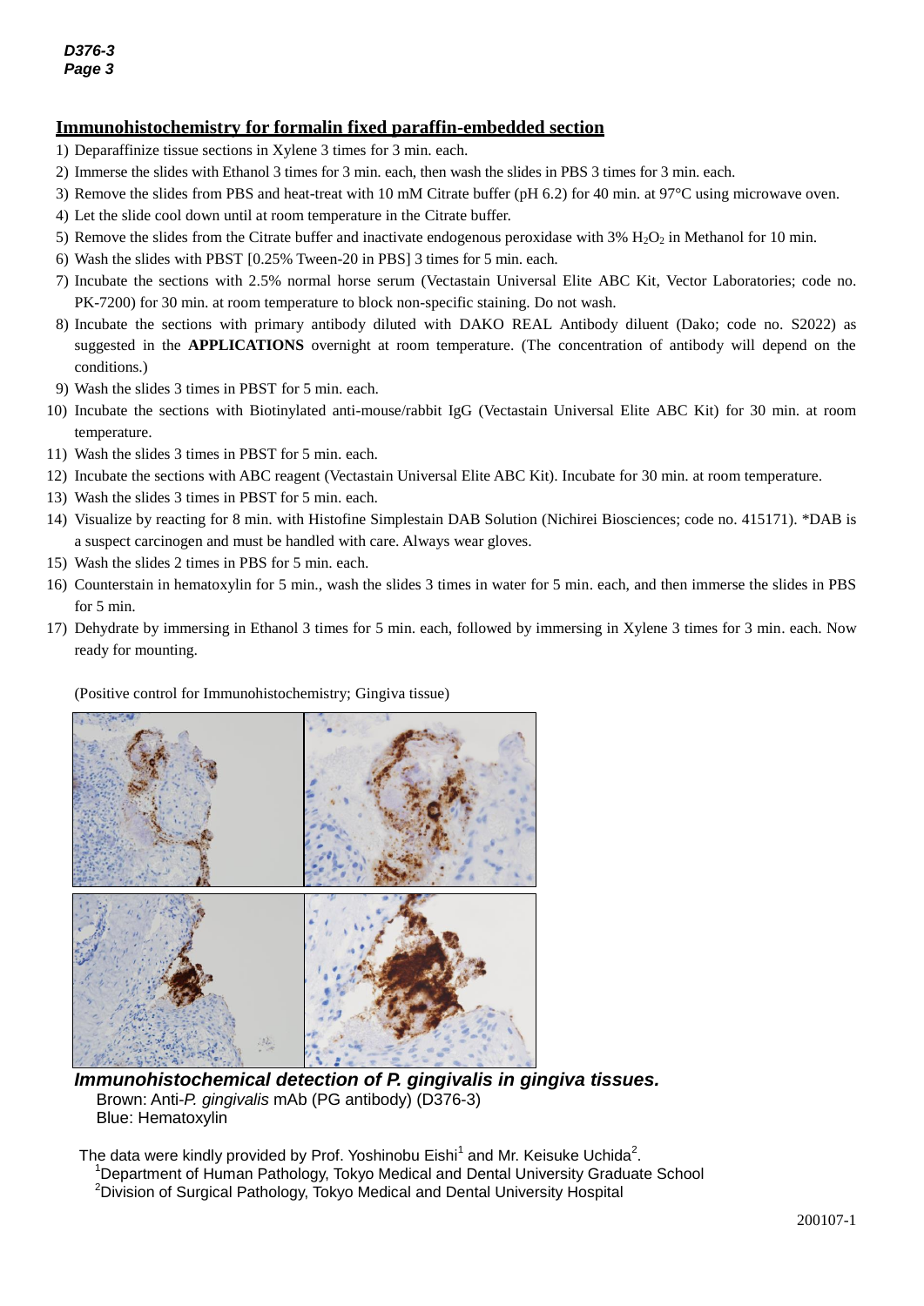## Immunohistochemistry for formalin fixed paraffin-embedded section

1) Deparaffinize tissue sections in Xylene 3 times for 3 min. each.
2) Immerse the slides with Ethanol 3 times for 3 min. each, then wash the slides in PBS 3 times for 3 min. each.
3) Remove the slides from PBS and heat-treat with 10 mM Citrate buffer (pH 6.2) for 40 min. at 97°C using microwave oven.
4) Let the slide cool down until at room temperature in the Citrate buffer.
5) Remove the slides from the Citrate buffer and inactivate endogenous peroxidase with 3% $H_2O_2$ in Methanol for 10 min.
6) Wash the slides with PBST [0.25% Tween-20 in PBS] 3 times for 5 min. each.
7) Incubate the sections with 2.5% normal horse serum (Vectastain Universal Elite ABC Kit, Vector Laboratories; code no. PK-7200) for 30 min. at room temperature to block non-specific staining. Do not wash.
8) Incubate the sections with primary antibody diluted with DAKO REAL Antibody diluent (Dako; code no. S2022) as suggested in the **APPLICATIONS** overnight at room temperature. (The concentration of antibody will depend on the conditions.)
9) Wash the slides 3 times in PBST for 5 min. each.
10) Incubate the sections with Biotinylated anti-mouse/rabbit IgG (Vectastain Universal Elite ABC Kit) for 30 min. at room temperature.
11) Wash the slides 3 times in PBST for 5 min. each.
12) Incubate the sections with ABC reagent (Vectastain Universal Elite ABC Kit). Incubate for 30 min. at room temperature.
13) Wash the slides 3 times in PBST for 5 min. each.
14) Visualize by reacting for 8 min. with Histofine Simplestain DAB Solution (Nichirei Biosciences; code no. 415171). *DAB is a suspect carcinogen and must be handled with care. Always wear gloves.
15) Wash the slides 2 times in PBS for 5 min. each.
16) Counterstain in hematoxylin for 5 min., wash the slides 3 times in water for 5 min. each, and then immerse the slides in PBS for 5 min.
17) Dehydrate by immersing in Ethanol 3 times for 5 min. each, followed by immersing in Xylene 3 times for 3 min. each. Now ready for mounting.

(Positive control for Immunohistochemistry; Gingiva tissue)

***Immunohistochemical detection of P. gingivalis in gingiva tissues.***
Brown: Anti-*P. gingivalis* mAb (PG antibody) (D376-3)
Blue: Hematoxylin

The data were kindly provided by Prof. Yoshinobu Eishi[1] and Mr. Keisuke Uchida[2].
[1]Department of Human Pathology, Tokyo Medical and Dental University Graduate School
[2]Division of Surgical Pathology, Tokyo Medical and Dental University Hospital

200107-1